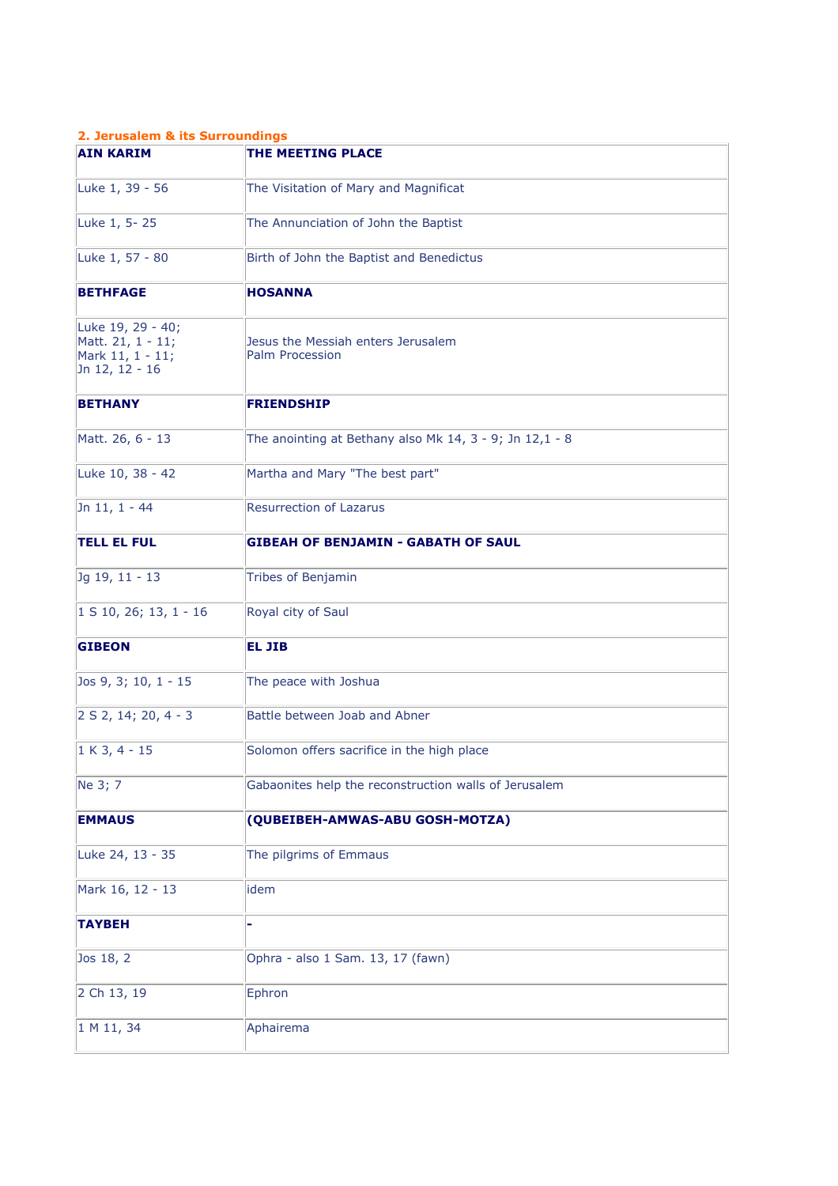## 2. Jerusalem & its Surroundings

| **AIN KARIM** | **THE MEETING PLACE** |
|---|---|
| Luke 1, 39 - 56 | The Visitation of Mary and Magnificat |
| Luke 1, 5- 25 | The Annunciation of John the Baptist |
| Luke 1, 57 - 80 | Birth of John the Baptist and Benedictus |
| **BETHFAGE** | **HOSANNA** |
| Luke 19, 29 - 40;<br>Matt. 21, 1 - 11;<br>Mark 11, 1 - 11;<br>Jn 12, 12 - 16 | Jesus the Messiah enters Jerusalem<br>Palm Procession |
| **BETHANY** | **FRIENDSHIP** |
| Matt. 26, 6 - 13 | The anointing at Bethany also Mk 14, 3 - 9; Jn 12,1 - 8 |
| Luke 10, 38 - 42 | Martha and Mary "The best part" |
| Jn 11, 1 - 44 | Resurrection of Lazarus |
| **TELL EL FUL** | **GIBEAH OF BENJAMIN - GABATH OF SAUL** |
| Jg 19, 11 - 13 | Tribes of Benjamin |
| 1 S 10, 26; 13, 1 - 16 | Royal city of Saul |
| **GIBEON** | **EL JIB** |
| Jos 9, 3; 10, 1 - 15 | The peace with Joshua |
| 2 S 2, 14; 20, 4 - 3 | Battle between Joab and Abner |
| 1 K 3, 4 - 15 | Solomon offers sacrifice in the high place |
| Ne 3; 7 | Gabaonites help the reconstruction walls of Jerusalem |
| **EMMAUS** | **(QUBEIBEH-AMWAS-ABU GOSH-MOTZA)** |
| Luke 24, 13 - 35 | The pilgrims of Emmaus |
| Mark 16, 12 - 13 | idem |
| **TAYBEH** | **-** |
| Jos 18, 2 | Ophra - also 1 Sam. 13, 17 (fawn) |
| 2 Ch 13, 19 | Ephron |
| 1 M 11, 34 | Aphairema |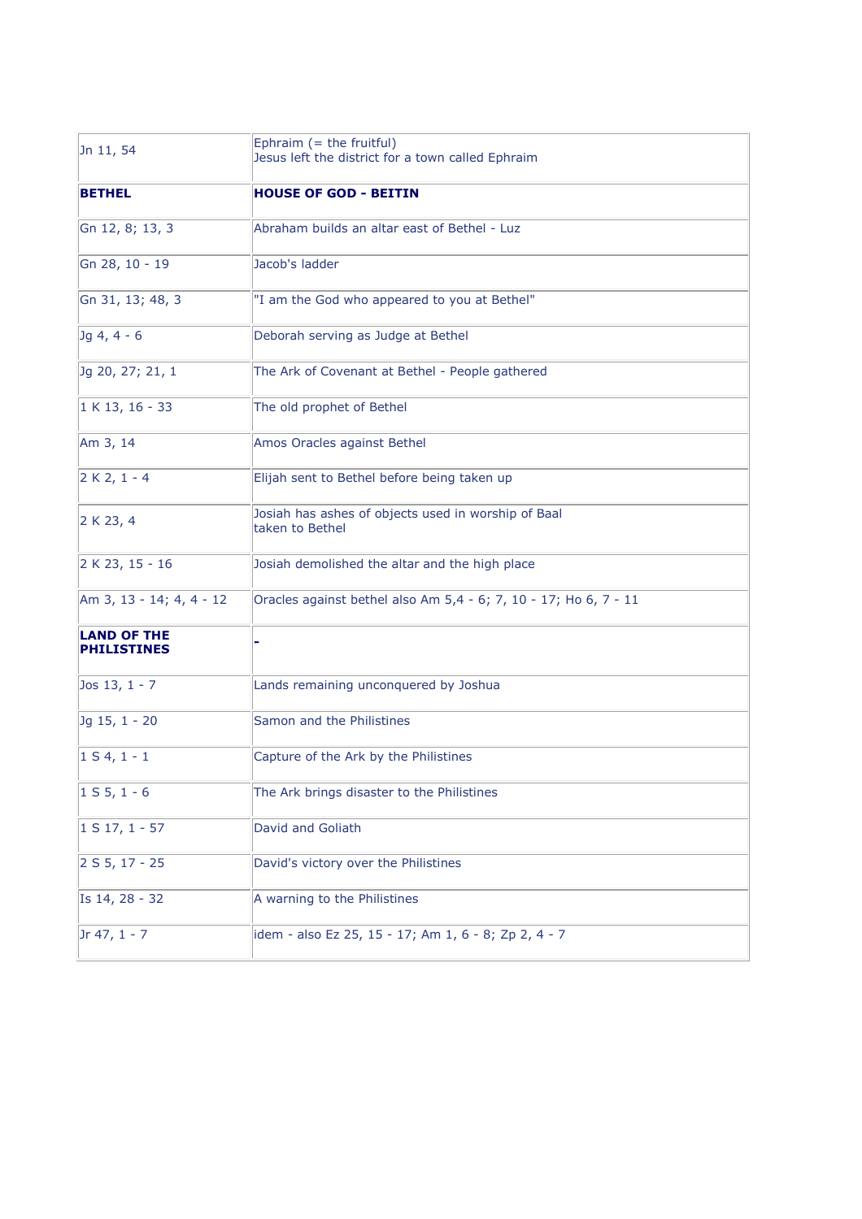| | |
|---|---|
| Jn 11, 54 | Ephraim (= the fruitful)<br>Jesus left the district for a town called Ephraim |
| **BETHEL** | **HOUSE OF GOD - BEITIN** |
| Gn 12, 8; 13, 3 | Abraham builds an altar east of Bethel - Luz |
| Gn 28, 10 - 19 | Jacob's ladder |
| Gn 31, 13; 48, 3 | "I am the God who appeared to you at Bethel" |
| Jg 4, 4 - 6 | Deborah serving as Judge at Bethel |
| Jg 20, 27; 21, 1 | The Ark of Covenant at Bethel - People gathered |
| 1 K 13, 16 - 33 | The old prophet of Bethel |
| Am 3, 14 | Amos Oracles against Bethel |
| 2 K 2, 1 - 4 | Elijah sent to Bethel before being taken up |
| 2 K 23, 4 | Josiah has ashes of objects used in worship of Baal<br>taken to Bethel |
| 2 K 23, 15 - 16 | Josiah demolished the altar and the high place |
| Am 3, 13 - 14; 4, 4 - 12 | Oracles against bethel also Am 5,4 - 6; 7, 10 - 17; Ho 6, 7 - 11 |
| **LAND OF THE PHILISTINES** | **-** |
| Jos 13, 1 - 7 | Lands remaining unconquered by Joshua |
| Jg 15, 1 - 20 | Samon and the Philistines |
| 1 S 4, 1 - 1 | Capture of the Ark by the Philistines |
| 1 S 5, 1 - 6 | The Ark brings disaster to the Philistines |
| 1 S 17, 1 - 57 | David and Goliath |
| 2 S 5, 17 - 25 | David's victory over the Philistines |
| Is 14, 28 - 32 | A warning to the Philistines |
| Jr 47, 1 - 7 | idem - also Ez 25, 15 - 17; Am 1, 6 - 8; Zp 2, 4 - 7 |